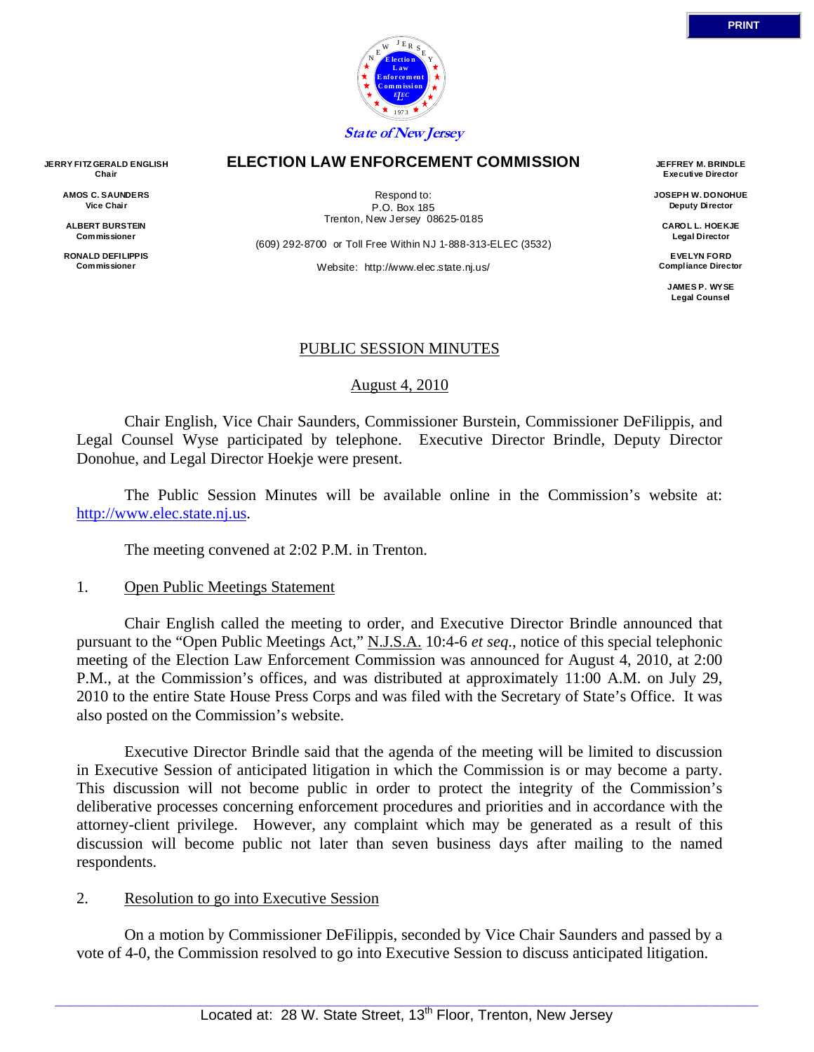State of New Jersey

# ELECTION LAW ENFORCEMENT COMMISSION

**JERRY FITZGERALD ENGLISH**
Chair

**AMOS C. SAUNDERS**
Vice Chair

**ALBERT BURSTEIN**
Commissioner

**RONALD DEFILIPPIS**
Commissioner

Respond to:
P.O. Box 185
Trenton, New Jersey 08625-0185

(609) 292-8700 or Toll Free Within NJ 1-888-313-ELEC (3532)

Website: http://www.elec.state.nj.us/

**JEFFREY M. BRINDLE**
Executive Director

**JOSEPH W. DONOHUE**
Deputy Director

**CAROL L. HOEKJE**
Legal Director

**EVELYN FORD**
Compliance Director

**JAMES P. WYSE**
Legal Counsel

## PUBLIC SESSION MINUTES

August 4, 2010

Chair English, Vice Chair Saunders, Commissioner Burstein, Commissioner DeFilippis, and Legal Counsel Wyse participated by telephone. Executive Director Brindle, Deputy Director Donohue, and Legal Director Hoekje were present.

The Public Session Minutes will be available online in the Commission's website at: http://www.elec.state.nj.us.

The meeting convened at 2:02 P.M. in Trenton.

1. Open Public Meetings Statement

Chair English called the meeting to order, and Executive Director Brindle announced that pursuant to the "Open Public Meetings Act," N.J.S.A. 10:4-6 *et seq*., notice of this special telephonic meeting of the Election Law Enforcement Commission was announced for August 4, 2010, at 2:00 P.M., at the Commission's offices, and was distributed at approximately 11:00 A.M. on July 29, 2010 to the entire State House Press Corps and was filed with the Secretary of State's Office. It was also posted on the Commission's website.

Executive Director Brindle said that the agenda of the meeting will be limited to discussion in Executive Session of anticipated litigation in which the Commission is or may become a party. This discussion will not become public in order to protect the integrity of the Commission's deliberative processes concerning enforcement procedures and priorities and in accordance with the attorney-client privilege. However, any complaint which may be generated as a result of this discussion will become public not later than seven business days after mailing to the named respondents.

2. Resolution to go into Executive Session

On a motion by Commissioner DeFilippis, seconded by Vice Chair Saunders and passed by a vote of 4-0, the Commission resolved to go into Executive Session to discuss anticipated litigation.

Located at: 28 W. State Street, 13th Floor, Trenton, New Jersey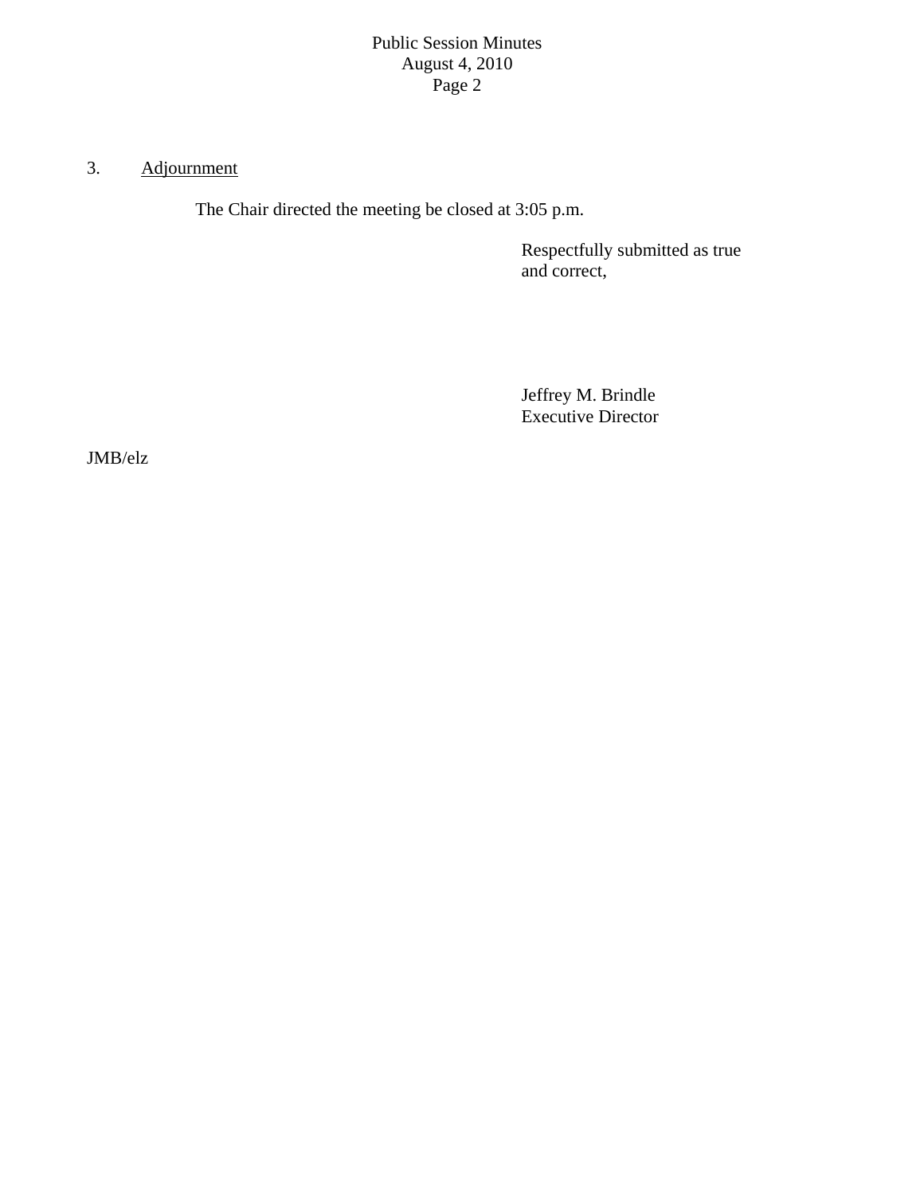3. Adjournment

The Chair directed the meeting be closed at 3:05 p.m.

Respectfully submitted as true
and correct,

Jeffrey M. Brindle
Executive Director

JMB/elz